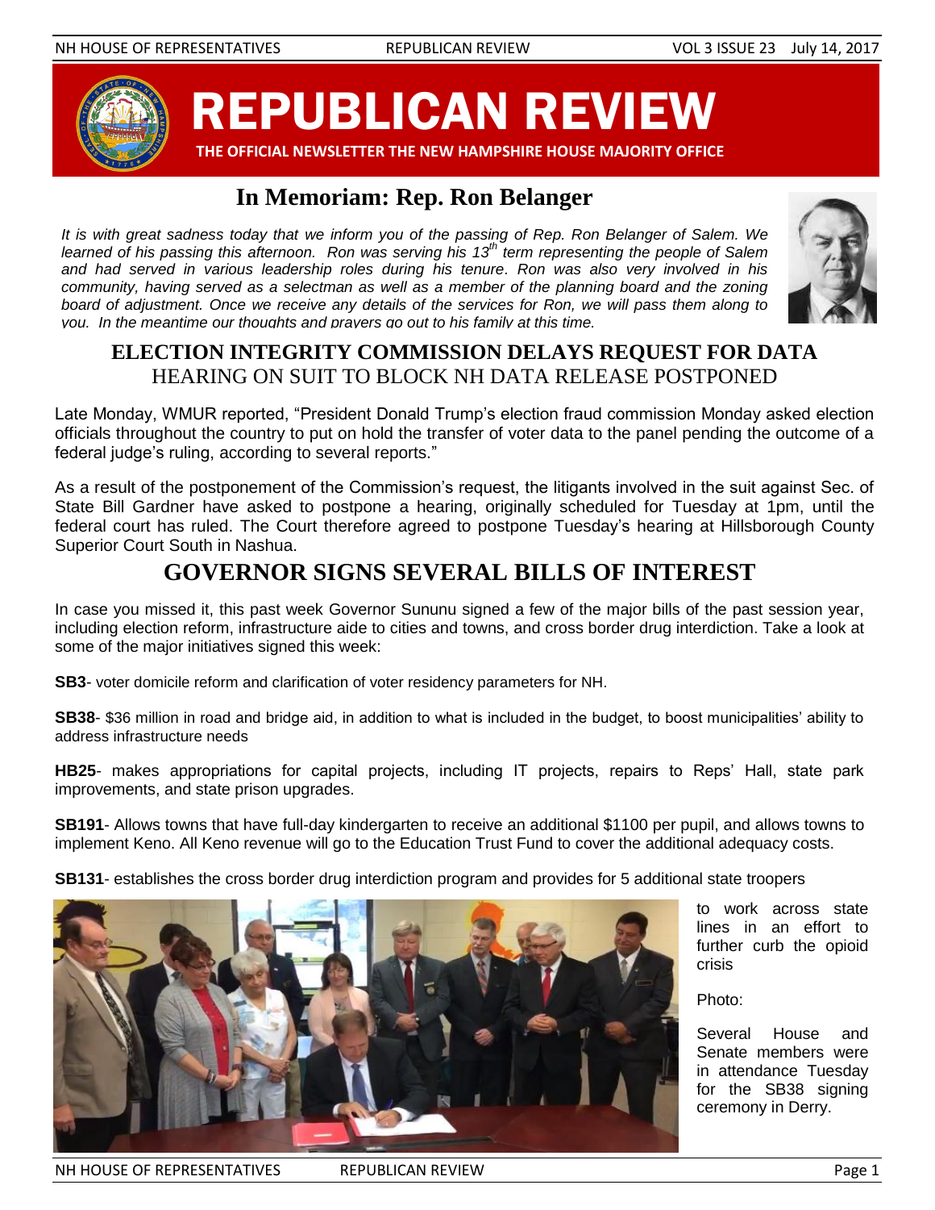# REPUBLICAN REVIEW

**THE OFFICIAL NEWSLETTER THE NEW HAMPSHIRE HOUSE MAJORITY OFFICE**

## In Memoriam: Rep. Ron Belanger

*It is with great sadness today that we inform you of the passing of Rep. Ron Belanger of Salem. We learned of his passing this afternoon. Ron was serving his 13th term representing the people of Salem and had served in various leadership roles during his tenure. Ron was also very involved in his community, having served as a selectman as well as a member of the planning board and the zoning board of adjustment. Once we receive any details of the services for Ron, we will pass them along to you. In the meantime our thoughts and prayers go out to his family at this time.*

## ELECTION INTEGRITY COMMISSION DELAYS REQUEST FOR DATA

### HEARING ON SUIT TO BLOCK NH DATA RELEASE POSTPONED

Late Monday, WMUR reported, "President Donald Trump's election fraud commission Monday asked election officials throughout the country to put on hold the transfer of voter data to the panel pending the outcome of a federal judge's ruling, according to several reports."

As a result of the postponement of the Commission's request, the litigants involved in the suit against Sec. of State Bill Gardner have asked to postpone a hearing, originally scheduled for Tuesday at 1pm, until the federal court has ruled. The Court therefore agreed to postpone Tuesday's hearing at Hillsborough County Superior Court South in Nashua.

## GOVERNOR SIGNS SEVERAL BILLS OF INTEREST

In case you missed it, this past week Governor Sununu signed a few of the major bills of the past session year, including election reform, infrastructure aide to cities and towns, and cross border drug interdiction. Take a look at some of the major initiatives signed this week:

**SB3**- voter domicile reform and clarification of voter residency parameters for NH.

**SB38**- $36 million in road and bridge aid, in addition to what is included in the budget, to boost municipalities' ability to address infrastructure needs

**HB25**- makes appropriations for capital projects, including IT projects, repairs to Reps' Hall, state park improvements, and state prison upgrades.

**SB191**- Allows towns that have full-day kindergarten to receive an additional $1100 per pupil, and allows towns to implement Keno. All Keno revenue will go to the Education Trust Fund to cover the additional adequacy costs.

**SB131**- establishes the cross border drug interdiction program and provides for 5 additional state troopers to work across state lines in an effort to further curb the opioid crisis

Photo:

Several House and Senate members were in attendance Tuesday for the SB38 signing ceremony in Derry.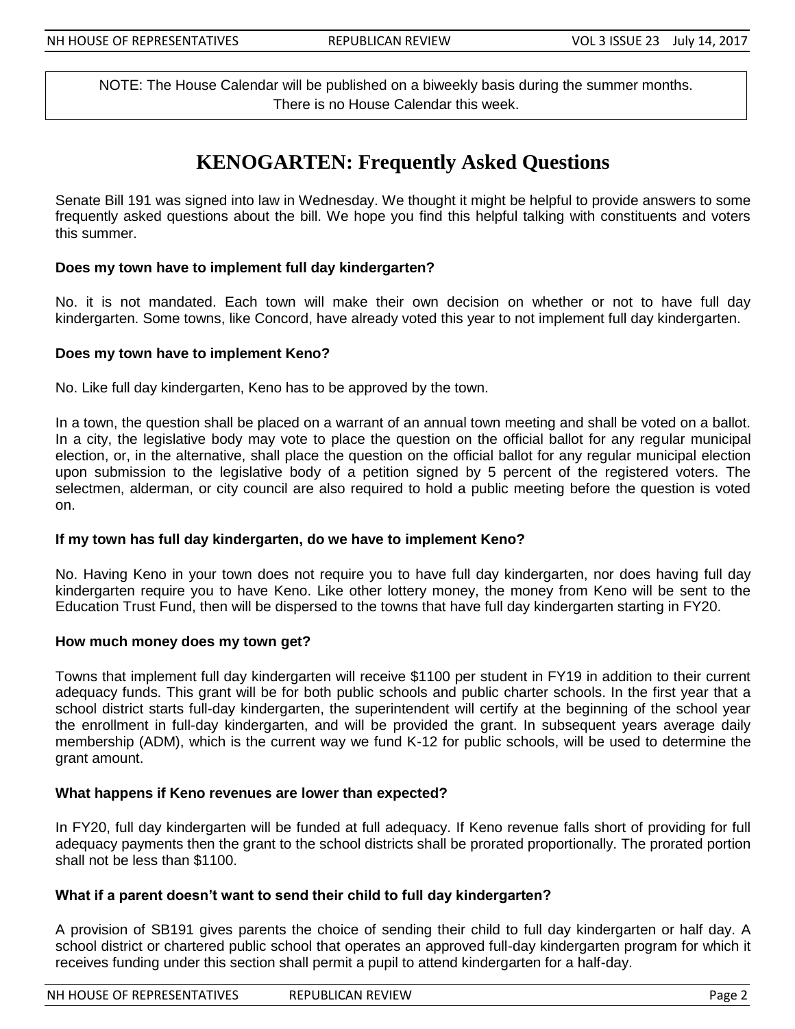NOTE: The House Calendar will be published on a biweekly basis during the summer months.
There is no House Calendar this week.

# KENOGARTEN: Frequently Asked Questions

Senate Bill 191 was signed into law in Wednesday. We thought it might be helpful to provide answers to some frequently asked questions about the bill. We hope you find this helpful talking with constituents and voters this summer.

**Does my town have to implement full day kindergarten?**

No. it is not mandated. Each town will make their own decision on whether or not to have full day kindergarten. Some towns, like Concord, have already voted this year to not implement full day kindergarten.

**Does my town have to implement Keno?**

No. Like full day kindergarten, Keno has to be approved by the town.

In a town, the question shall be placed on a warrant of an annual town meeting and shall be voted on a ballot. In a city, the legislative body may vote to place the question on the official ballot for any regular municipal election, or, in the alternative, shall place the question on the official ballot for any regular municipal election upon submission to the legislative body of a petition signed by 5 percent of the registered voters. The selectmen, alderman, or city council are also required to hold a public meeting before the question is voted on.

**If my town has full day kindergarten, do we have to implement Keno?**

No. Having Keno in your town does not require you to have full day kindergarten, nor does having full day kindergarten require you to have Keno. Like other lottery money, the money from Keno will be sent to the Education Trust Fund, then will be dispersed to the towns that have full day kindergarten starting in FY20.

**How much money does my town get?**

Towns that implement full day kindergarten will receive $1100 per student in FY19 in addition to their current adequacy funds. This grant will be for both public schools and public charter schools. In the first year that a school district starts full-day kindergarten, the superintendent will certify at the beginning of the school year the enrollment in full-day kindergarten, and will be provided the grant. In subsequent years average daily membership (ADM), which is the current way we fund K-12 for public schools, will be used to determine the grant amount.

**What happens if Keno revenues are lower than expected?**

In FY20, full day kindergarten will be funded at full adequacy. If Keno revenue falls short of providing for full adequacy payments then the grant to the school districts shall be prorated proportionally. The prorated portion shall not be less than $1100.

**What if a parent doesn't want to send their child to full day kindergarten?**

A provision of SB191 gives parents the choice of sending their child to full day kindergarten or half day. A school district or chartered public school that operates an approved full-day kindergarten program for which it receives funding under this section shall permit a pupil to attend kindergarten for a half-day.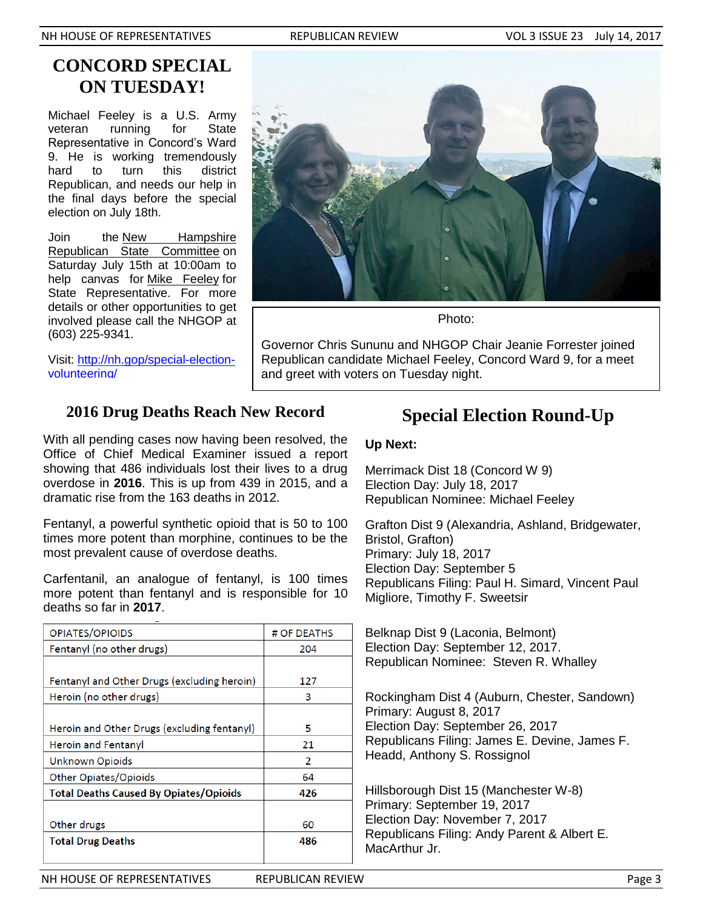## CONCORD SPECIAL ON TUESDAY!

Michael Feeley is a U.S. Army veteran running for State Representative in Concord's Ward 9. He is working tremendously hard to turn this district Republican, and needs our help in the final days before the special election on July 18th.

Join the New Hampshire Republican State Committee on Saturday July 15th at 10:00am to help canvas for Mike Feeley for State Representative. For more details or other opportunities to get involved please call the NHGOP at (603) 225-9341.

Visit: http://nh.gop/special-election-volunteering/

Photo:

Governor Chris Sununu and NHGOP Chair Jeanie Forrester joined Republican candidate Michael Feeley, Concord Ward 9, for a meet and greet with voters on Tuesday night.

## 2016 Drug Deaths Reach New Record

With all pending cases now having been resolved, the Office of Chief Medical Examiner issued a report showing that 486 individuals lost their lives to a drug overdose in **2016**. This is up from 439 in 2015, and a dramatic rise from the 163 deaths in 2012.

Fentanyl, a powerful synthetic opioid that is 50 to 100 times more potent than morphine, continues to be the most prevalent cause of overdose deaths.

Carfentanil, an analogue of fentanyl, is 100 times more potent than fentanyl and is responsible for 10 deaths so far in **2017**.

| OPIATES/OPIOIDS | # OF DEATHS |
|---|---|
| Fentanyl (no other drugs) | 204 |
| Fentanyl and Other Drugs (excluding heroin) | 127 |
| Heroin (no other drugs) | 3 |
| Heroin and Other Drugs (excluding fentanyl) | 5 |
| Heroin and Fentanyl | 21 |
| Unknown Opioids | 2 |
| Other Opiates/Opioids | 64 |
| **Total Deaths Caused By Opiates/Opioids** | **426** |
| Other drugs | 60 |
| **Total Drug Deaths** | **486** |

## Special Election Round-Up

**Up Next:**

Merrimack Dist 18 (Concord W 9)
Election Day: July 18, 2017
Republican Nominee: Michael Feeley

Grafton Dist 9 (Alexandria, Ashland, Bridgewater, Bristol, Grafton)
Primary: July 18, 2017
Election Day: September 5
Republicans Filing: Paul H. Simard, Vincent Paul Migliore, Timothy F. Sweetsir

Belknap Dist 9 (Laconia, Belmont)
Election Day: September 12, 2017.
Republican Nominee: Steven R. Whalley

Rockingham Dist 4 (Auburn, Chester, Sandown)
Primary: August 8, 2017
Election Day: September 26, 2017
Republicans Filing: James E. Devine, James F. Headd, Anthony S. Rossignol

Hillsborough Dist 15 (Manchester W-8)
Primary: September 19, 2017
Election Day: November 7, 2017
Republicans Filing: Andy Parent & Albert E. MacArthur Jr.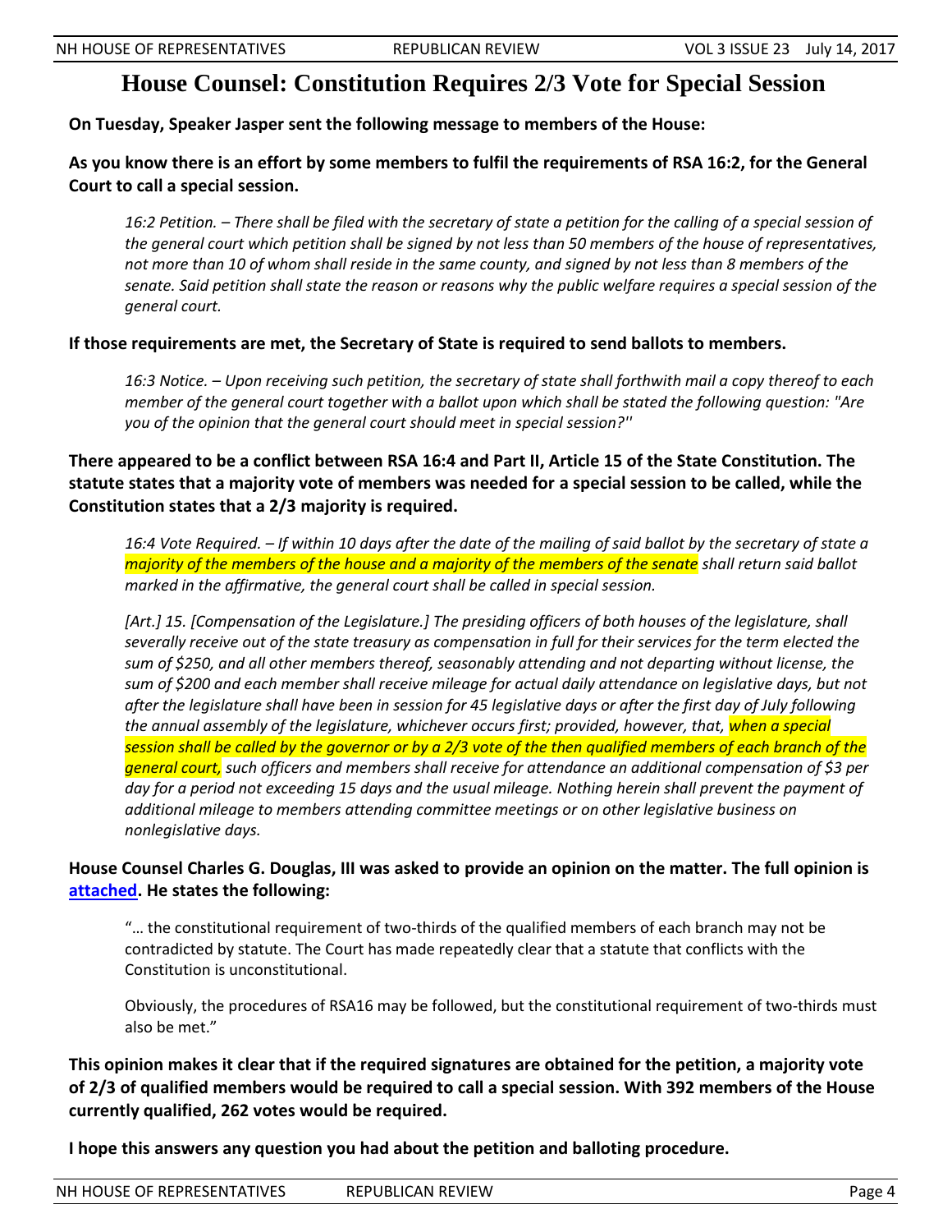# House Counsel: Constitution Requires 2/3 Vote for Special Session

**On Tuesday, Speaker Jasper sent the following message to members of the House:**

**As you know there is an effort by some members to fulfil the requirements of RSA 16:2, for the General Court to call a special session.**

> *16:2 Petition. – There shall be filed with the secretary of state a petition for the calling of a special session of the general court which petition shall be signed by not less than 50 members of the house of representatives, not more than 10 of whom shall reside in the same county, and signed by not less than 8 members of the senate. Said petition shall state the reason or reasons why the public welfare requires a special session of the general court.*

**If those requirements are met, the Secretary of State is required to send ballots to members.**

> *16:3 Notice. – Upon receiving such petition, the secretary of state shall forthwith mail a copy thereof to each member of the general court together with a ballot upon which shall be stated the following question: "Are you of the opinion that the general court should meet in special session?''*

**There appeared to be a conflict between RSA 16:4 and Part II, Article 15 of the State Constitution. The statute states that a majority vote of members was needed for a special session to be called, while the Constitution states that a 2/3 majority is required.**

> *16:4 Vote Required. – If within 10 days after the date of the mailing of said ballot by the secretary of state a majority of the members of the house and a majority of the members of the senate shall return said ballot marked in the affirmative, the general court shall be called in special session.*
>
> *[Art.] 15. [Compensation of the Legislature.] The presiding officers of both houses of the legislature, shall severally receive out of the state treasury as compensation in full for their services for the term elected the sum of $250, and all other members thereof, seasonably attending and not departing without license, the sum of $200 and each member shall receive mileage for actual daily attendance on legislative days, but not after the legislature shall have been in session for 45 legislative days or after the first day of July following the annual assembly of the legislature, whichever occurs first; provided, however, that, when a special session shall be called by the governor or by a 2/3 vote of the then qualified members of each branch of the general court, such officers and members shall receive for attendance an additional compensation of $3 per day for a period not exceeding 15 days and the usual mileage. Nothing herein shall prevent the payment of additional mileage to members attending committee meetings or on other legislative business on nonlegislative days.*

**House Counsel Charles G. Douglas, III was asked to provide an opinion on the matter. The full opinion is attached. He states the following:**

> "… the constitutional requirement of two-thirds of the qualified members of each branch may not be contradicted by statute. The Court has made repeatedly clear that a statute that conflicts with the Constitution is unconstitutional.
>
> Obviously, the procedures of RSA16 may be followed, but the constitutional requirement of two-thirds must also be met."

**This opinion makes it clear that if the required signatures are obtained for the petition, a majority vote of 2/3 of qualified members would be required to call a special session. With 392 members of the House currently qualified, 262 votes would be required.**

**I hope this answers any question you had about the petition and balloting procedure.**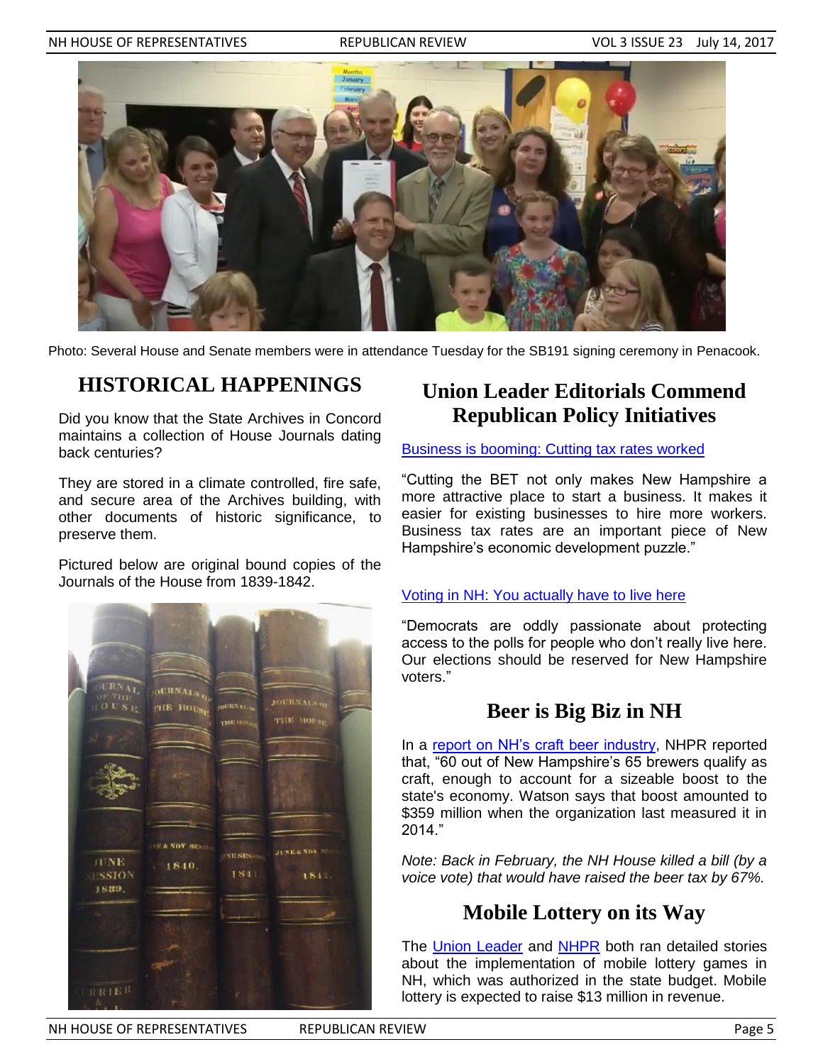Photo: Several House and Senate members were in attendance Tuesday for the SB191 signing ceremony in Penacook.

## HISTORICAL HAPPENINGS

Did you know that the State Archives in Concord maintains a collection of House Journals dating back centuries?

They are stored in a climate controlled, fire safe, and secure area of the Archives building, with other documents of historic significance, to preserve them.

Pictured below are original bound copies of the Journals of the House from 1839-1842.

## Union Leader Editorials Commend Republican Policy Initiatives

Business is booming: Cutting tax rates worked

"Cutting the BET not only makes New Hampshire a more attractive place to start a business. It makes it easier for existing businesses to hire more workers. Business tax rates are an important piece of New Hampshire's economic development puzzle."

Voting in NH: You actually have to live here

"Democrats are oddly passionate about protecting access to the polls for people who don't really live here. Our elections should be reserved for New Hampshire voters."

## Beer is Big Biz in NH

In a report on NH's craft beer industry, NHPR reported that, "60 out of New Hampshire's 65 brewers qualify as craft, enough to account for a sizeable boost to the state's economy. Watson says that boost amounted to $359 million when the organization last measured it in 2014."

*Note: Back in February, the NH House killed a bill (by a voice vote) that would have raised the beer tax by 67%.*

## Mobile Lottery on its Way

The Union Leader and NHPR both ran detailed stories about the implementation of mobile lottery games in NH, which was authorized in the state budget. Mobile lottery is expected to raise $13 million in revenue.